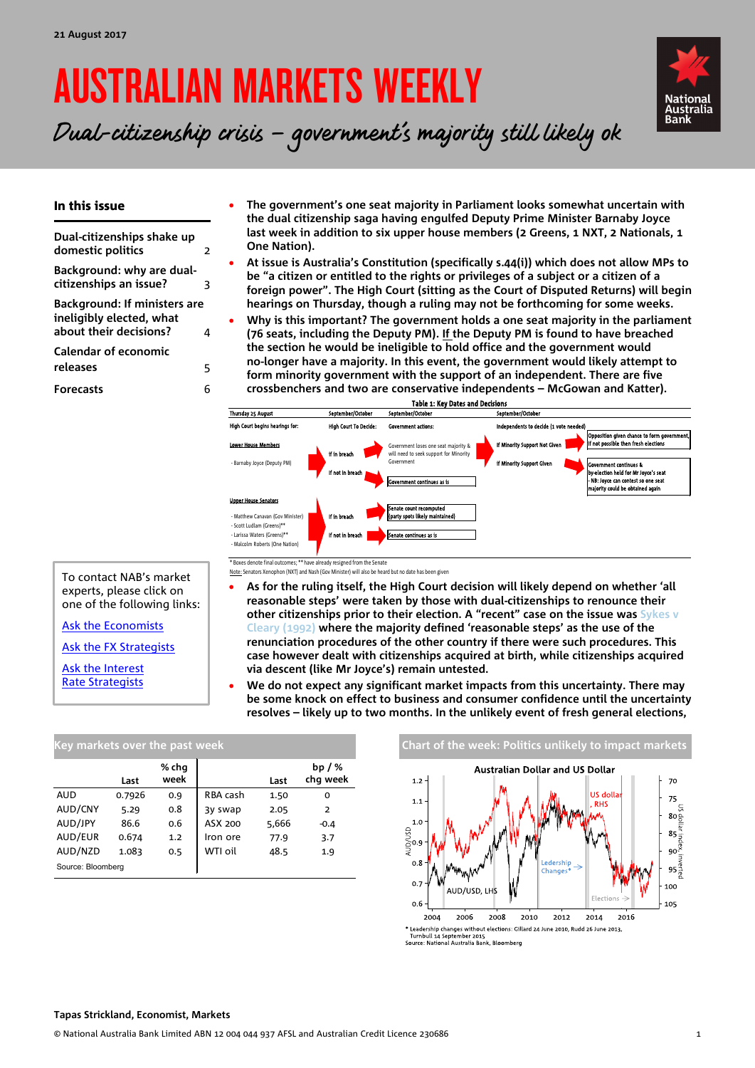21 August 2017

# AUSTRALIAN MARKETS WEEKLY

## Dual-citizenship crisis – government's majority still likely ok

### In this issue

| | |
|---|---|
| Dual-citizenships shake up domestic politics | 2 |
| Background: why are dual-citizenships an issue? | 3 |
| Background: If ministers are ineligibly elected, what about their decisions? | 4 |
| Calendar of economic releases | 5 |
| Forecasts | 6 |

- **The government's one seat majority in Parliament looks somewhat uncertain with the dual citizenship saga having engulfed Deputy Prime Minister Barnaby Joyce last week in addition to six upper house members (2 Greens, 1 NXT, 2 Nationals, 1 One Nation).**
- **At issue is Australia's Constitution (specifically s.44(i)) which does not allow MPs to be "a citizen or entitled to the rights or privileges of a subject or a citizen of a foreign power". The High Court (sitting as the Court of Disputed Returns) will begin hearings on Thursday, though a ruling may not be forthcoming for some weeks.**
- **Why is this important? The government holds a one seat majority in the parliament (76 seats, including the Deputy PM). If the Deputy PM is found to have breached the section he would be ineligible to hold office and the government would no-longer have a majority. In this event, the government would likely attempt to form minority government with the support of an independent. There are five crossbenchers and two are conservative independents – McGowan and Katter).**

**Table 1: Key Dates and Decisions**

| Thursday 25 August | September/October | September/October | September/October | |
|---|---|---|---|---|
| High Court begins hearings for: | High Court To Decide: | Government actions: | Independents to decide (1 vote needed) | |
| Lower House Members | If in breach | Government loses one seat majority & will need to seek support for Minority Government | If Minority Support Not Given | Opposition given chance to form government, If not possible then fresh elections |
| - Barnaby Joyce (Deputy PM) | | | If Minority Support Given | Government continues & by-election held for Mr Joyce's seat - NB: Joyce can contest so one seat majority could be obtained again |
| | If not in breach | Government continues as is | | |
| Upper House Senators | If in breach | Senate count recomputed (party spots likely maintained) | | |
| - Matthew Canavan (Gov Minister) | If not in breach | Senate continues as is | | |
| - Scott Ludlam (Greens)** | | | | |
| - Larissa Waters (Greens)** | | | | |
| - Malcolm Roberts (One Nation) | | | | |

\* Boxes denote final outcomes; ** have already resigned from the Senate

Note: Senators Xenophon (NXT) and Nash (Gov Minister) will also be heard but no date has been given

- **As for the ruling itself, the High Court decision will likely depend on whether 'all reasonable steps' were taken by those with dual-citizenships to renounce their other citizenships prior to their election. A "recent" case on the issue was Sykes v Cleary (1992) where the majority defined 'reasonable steps' as the use of the renunciation procedures of the other country if there were such procedures. This case however dealt with citizenships acquired at birth, while citizenships acquired via descent (like Mr Joyce's) remain untested.**
- **We do not expect any significant market impacts from this uncertainty. There may be some knock on effect to business and consumer confidence until the uncertainty resolves – likely up to two months. In the unlikely event of fresh general elections,**

To contact NAB's market experts, please click on one of the following links:

Ask the Economists

Ask the FX Strategists

Ask the Interest Rate Strategists

### Key markets over the past week

| | Last | % chg week | | Last | bp / % chg week |
|---|---|---|---|---|---|
| AUD | 0.7926 | 0.9 | RBA cash | 1.50 | 0 |
| AUD/CNY | 5.29 | 0.8 | 3y swap | 2.05 | 2 |
| AUD/JPY | 86.6 | 0.6 | ASX 200 | 5,666 | -0.4 |
| AUD/EUR | 0.674 | 1.2 | Iron ore | 77.9 | 3.7 |
| AUD/NZD | 1.083 | 0.5 | WTI oil | 48.5 | 1.9 |

Source: Bloomberg

### Chart of the week: Politics unlikely to impact markets

\* Leadership changes without elections: Gillard 24 June 2010, Rudd 26 June 2013, Turnbull 14 September 2015

Source: National Australia Bank, Bloomberg

Tapas Strickland, Economist, Markets

© National Australia Bank Limited ABN 12 004 044 937 AFSL and Australian Credit Licence 230686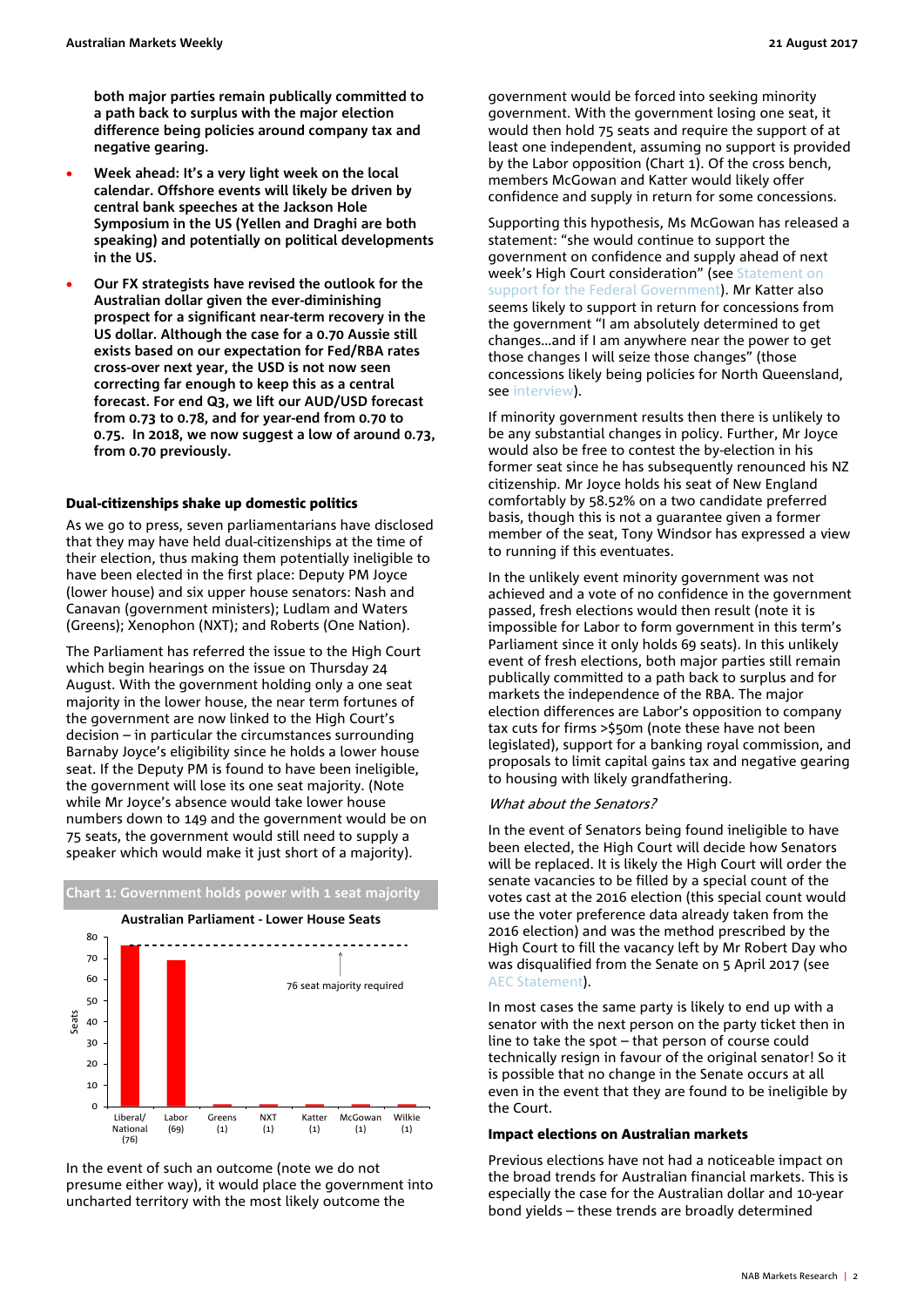both major parties remain publically committed to a path back to surplus with the major election difference being policies around company tax and negative gearing.**

- **Week ahead: It's a very light week on the local calendar. Offshore events will likely be driven by central bank speeches at the Jackson Hole Symposium in the US (Yellen and Draghi are both speaking) and potentially on political developments in the US.**
- **Our FX strategists have revised the outlook for the Australian dollar given the ever-diminishing prospect for a significant near-term recovery in the US dollar. Although the case for a 0.70 Aussie still exists based on our expectation for Fed/RBA rates cross-over next year, the USD is not now seen correcting far enough to keep this as a central forecast. For end Q3, we lift our AUD/USD forecast from 0.73 to 0.78, and for year-end from 0.70 to 0.75. In 2018, we now suggest a low of around 0.73, from 0.70 previously.**

### Dual-citizenships shake up domestic politics

As we go to press, seven parliamentarians have disclosed that they may have held dual-citizenships at the time of their election, thus making them potentially ineligible to have been elected in the first place: Deputy PM Joyce (lower house) and six upper house senators: Nash and Canavan (government ministers); Ludlam and Waters (Greens); Xenophon (NXT); and Roberts (One Nation).

The Parliament has referred the issue to the High Court which begin hearings on the issue on Thursday 24 August. With the government holding only a one seat majority in the lower house, the near term fortunes of the government are now linked to the High Court's decision – in particular the circumstances surrounding Barnaby Joyce's eligibility since he holds a lower house seat. If the Deputy PM is found to have been ineligible, the government will lose its one seat majority. (Note while Mr Joyce's absence would take lower house numbers down to 149 and the government would be on 75 seats, the government would still need to supply a speaker which would make it just short of a majority).

**Chart 1: Government holds power with 1 seat majority**

Australian Parliament - Lower House Seats

| Party | Seats |
|---|---|
| Liberal/National | 76 |
| Labor | 69 |
| Greens | 1 |
| NXT | 1 |
| Katter | 1 |
| McGowan | 1 |
| Wilkie | 1 |

76 seat majority required

In the event of such an outcome (note we do not presume either way), it would place the government into uncharted territory with the most likely outcome the government would be forced into seeking minority government. With the government losing one seat, it would then hold 75 seats and require the support of at least one independent, assuming no support is provided by the Labor opposition (Chart 1). Of the cross bench, members McGowan and Katter would likely offer confidence and supply in return for some concessions.

Supporting this hypothesis, Ms McGowan has released a statement: "she would continue to support the government on confidence and supply ahead of next week's High Court consideration" (see Statement on support for the Federal Government). Mr Katter also seems likely to support in return for concessions from the government "I am absolutely determined to get changes…and if I am anywhere near the power to get those changes I will seize those changes" (those concessions likely being policies for North Queensland, see interview).

If minority government results then there is unlikely to be any substantial changes in policy. Further, Mr Joyce would also be free to contest the by-election in his former seat since he has subsequently renounced his NZ citizenship. Mr Joyce holds his seat of New England comfortably by 58.52% on a two candidate preferred basis, though this is not a guarantee given a former member of the seat, Tony Windsor has expressed a view to running if this eventuates.

In the unlikely event minority government was not achieved and a vote of no confidence in the government passed, fresh elections would then result (note it is impossible for Labor to form government in this term's Parliament since it only holds 69 seats). In this unlikely event of fresh elections, both major parties still remain publically committed to a path back to surplus and for markets the independence of the RBA. The major election differences are Labor's opposition to company tax cuts for firms >$50m (note these have not been legislated), support for a banking royal commission, and proposals to limit capital gains tax and negative gearing to housing with likely grandfathering.

*What about the Senators?*

In the event of Senators being found ineligible to have been elected, the High Court will decide how Senators will be replaced. It is likely the High Court will order the senate vacancies to be filled by a special count of the votes cast at the 2016 election (this special count would use the voter preference data already taken from the 2016 election) and was the method prescribed by the High Court to fill the vacancy left by Mr Robert Day who was disqualified from the Senate on 5 April 2017 (see AEC Statement).

In most cases the same party is likely to end up with a senator with the next person on the party ticket then in line to take the spot – that person of course could technically resign in favour of the original senator! So it is possible that no change in the Senate occurs at all even in the event that they are found to be ineligible by the Court.

### Impact elections on Australian markets

Previous elections have not had a noticeable impact on the broad trends for Australian financial markets. This is especially the case for the Australian dollar and 10-year bond yields – these trends are broadly determined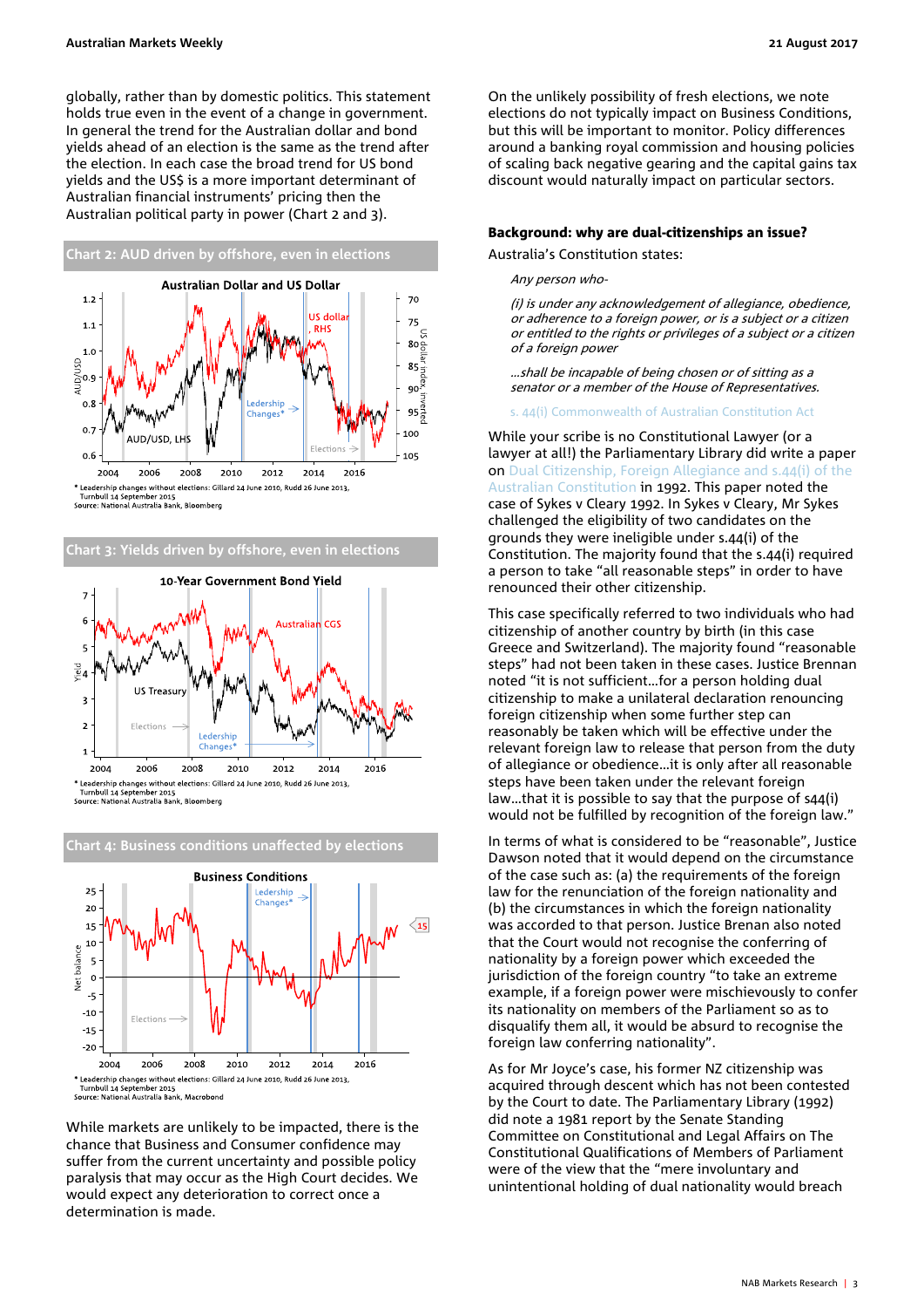globally, rather than by domestic politics. This statement holds true even in the event of a change in government. In general the trend for the Australian dollar and bond yields ahead of an election is the same as the trend after the election. In each case the broad trend for US bond yields and the US$ is a more important determinant of Australian financial instruments' pricing then the Australian political party in power (Chart 2 and 3).

**Chart 2: AUD driven by offshore, even in elections**

* Leadership changes without elections: Gillard 24 June 2010, Rudd 26 June 2013, Turnbull 14 September 2015
Source: National Australia Bank, Bloomberg

**Chart 3: Yields driven by offshore, even in elections**

* Leadership changes without elections: Gillard 24 June 2010, Rudd 26 June 2013, Turnbull 14 September 2015
Source: National Australia Bank, Bloomberg

**Chart 4: Business conditions unaffected by elections**

* Leadership changes without elections: Gillard 24 June 2010, Rudd 26 June 2013, Turnbull 14 September 2015
Source: National Australia Bank, Macrobond

While markets are unlikely to be impacted, there is the chance that Business and Consumer confidence may suffer from the current uncertainty and possible policy paralysis that may occur as the High Court decides. We would expect any deterioration to correct once a determination is made.

On the unlikely possibility of fresh elections, we note elections do not typically impact on Business Conditions, but this will be important to monitor. Policy differences around a banking royal commission and housing policies of scaling back negative gearing and the capital gains tax discount would naturally impact on particular sectors.

**Background: why are dual-citizenships an issue?**

Australia's Constitution states:

> *Any person who-*
>
> *(i) is under any acknowledgement of allegiance, obedience, or adherence to a foreign power, or is a subject or a citizen or entitled to the rights or privileges of a subject or a citizen of a foreign power*
>
> *…shall be incapable of being chosen or of sitting as a senator or a member of the House of Representatives.*
>
> s. 44(i) Commonwealth of Australian Constitution Act

While your scribe is no Constitutional Lawyer (or a lawyer at all!) the Parliamentary Library did write a paper on Dual Citizenship, Foreign Allegiance and s.44(i) of the Australian Constitution in 1992. This paper noted the case of Sykes v Cleary 1992. In Sykes v Cleary, Mr Sykes challenged the eligibility of two candidates on the grounds they were ineligible under s.44(i) of the Constitution. The majority found that the s.44(i) required a person to take "all reasonable steps" in order to have renounced their other citizenship.

This case specifically referred to two individuals who had citizenship of another country by birth (in this case Greece and Switzerland). The majority found "reasonable steps" had not been taken in these cases. Justice Brennan noted "it is not sufficient…for a person holding dual citizenship to make a unilateral declaration renouncing foreign citizenship when some further step can reasonably be taken which will be effective under the relevant foreign law to release that person from the duty of allegiance or obedience…it is only after all reasonable steps have been taken under the relevant foreign law…that it is possible to say that the purpose of s44(i) would not be fulfilled by recognition of the foreign law."

In terms of what is considered to be "reasonable", Justice Dawson noted that it would depend on the circumstance of the case such as: (a) the requirements of the foreign law for the renunciation of the foreign nationality and (b) the circumstances in which the foreign nationality was accorded to that person. Justice Brenan also noted that the Court would not recognise the conferring of nationality by a foreign power which exceeded the jurisdiction of the foreign country "to take an extreme example, if a foreign power were mischievously to confer its nationality on members of the Parliament so as to disqualify them all, it would be absurd to recognise the foreign law conferring nationality".

As for Mr Joyce's case, his former NZ citizenship was acquired through descent which has not been contested by the Court to date. The Parliamentary Library (1992) did note a 1981 report by the Senate Standing Committee on Constitutional and Legal Affairs on The Constitutional Qualifications of Members of Parliament were of the view that the "mere involuntary and unintentional holding of dual nationality would breach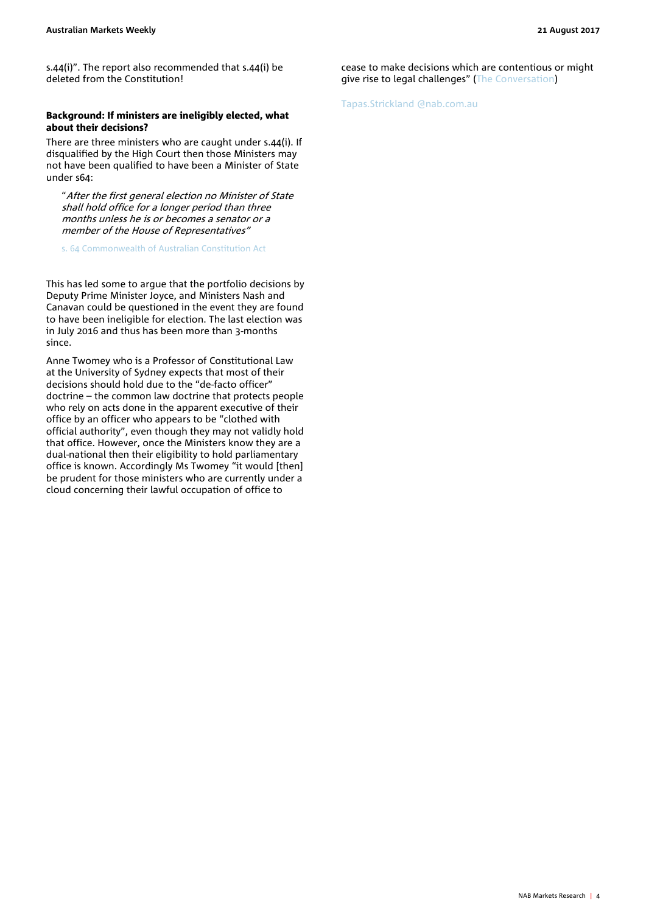s.44(i)". The report also recommended that s.44(i) be deleted from the Constitution!

### Background: If ministers are ineligibly elected, what about their decisions?

There are three ministers who are caught under s.44(i). If disqualified by the High Court then those Ministers may not have been qualified to have been a Minister of State under s64:

> "*After the first general election no Minister of State shall hold office for a longer period than three months unless he is or becomes a senator or a member of the House of Representatives*"
>
> s. 64 Commonwealth of Australian Constitution Act

This has led some to argue that the portfolio decisions by Deputy Prime Minister Joyce, and Ministers Nash and Canavan could be questioned in the event they are found to have been ineligible for election. The last election was in July 2016 and thus has been more than 3-months since.

Anne Twomey who is a Professor of Constitutional Law at the University of Sydney expects that most of their decisions should hold due to the "de-facto officer" doctrine – the common law doctrine that protects people who rely on acts done in the apparent executive of their office by an officer who appears to be "clothed with official authority", even though they may not validly hold that office. However, once the Ministers know they are a dual-national then their eligibility to hold parliamentary office is known. Accordingly Ms Twomey "it would [then] be prudent for those ministers who are currently under a cloud concerning their lawful occupation of office to cease to make decisions which are contentious or might give rise to legal challenges" (The Conversation)

Tapas.Strickland @nab.com.au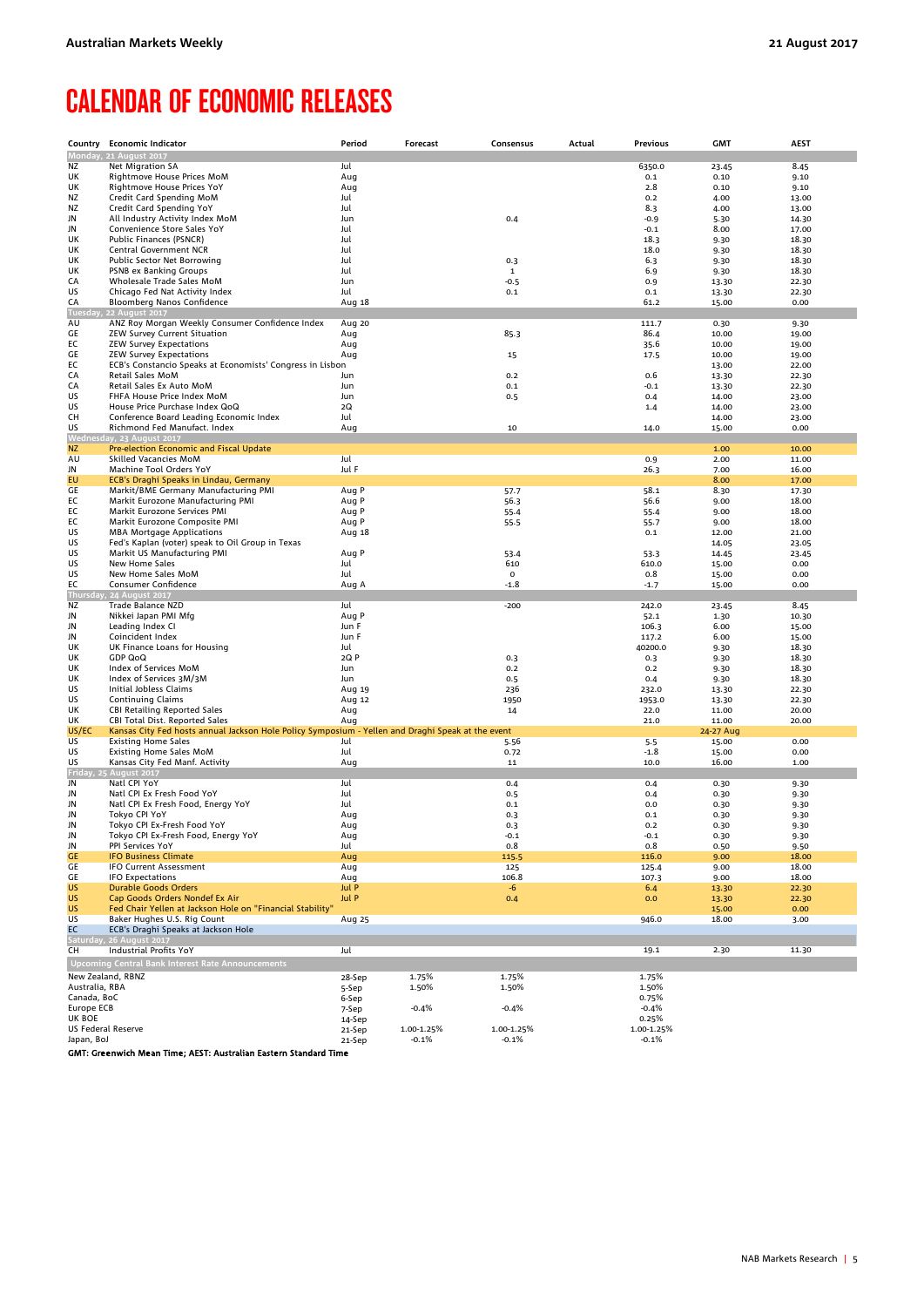# CALENDAR OF ECONOMIC RELEASES

| Country | Economic Indicator | Period | Forecast | Consensus | Actual | Previous | GMT | AEST |
|---|---|---|---|---|---|---|---|---|
| **Monday, 21 August 2017** | | | | | | | | |
| NZ | Net Migration SA | Jul | | | | 6350.0 | 23.45 | 8.45 |
| UK | Rightmove House Prices MoM | Aug | | | | 0.1 | 0.10 | 9.10 |
| UK | Rightmove House Prices YoY | Aug | | | | 2.8 | 0.10 | 9.10 |
| NZ | Credit Card Spending MoM | Jul | | | | 0.2 | 4.00 | 13.00 |
| NZ | Credit Card Spending YoY | Jul | | | | 8.3 | 4.00 | 13.00 |
| JN | All Industry Activity Index MoM | Jun | | 0.4 | | -0.9 | 5.30 | 14.30 |
| JN | Convenience Store Sales YoY | Jul | | | | -0.1 | 8.00 | 17.00 |
| UK | Public Finances (PSNCR) | Jul | | | | 18.3 | 9.30 | 18.30 |
| UK | Central Government NCR | Jul | | | | 18.0 | 9.30 | 18.30 |
| UK | Public Sector Net Borrowing | Jul | | 0.3 | | 6.3 | 9.30 | 18.30 |
| UK | PSNB ex Banking Groups | Jul | | 1 | | 6.9 | 9.30 | 18.30 |
| CA | Wholesale Trade Sales MoM | Jun | | -0.5 | | 0.9 | 13.30 | 22.30 |
| US | Chicago Fed Nat Activity Index | Jul | | 0.1 | | 0.1 | 13.30 | 22.30 |
| CA | Bloomberg Nanos Confidence | Aug 18 | | | | 61.2 | 15.00 | 0.00 |
| **Tuesday, 22 August 2017** | | | | | | | | |
| AU | ANZ Roy Morgan Weekly Consumer Confidence Index | Aug 20 | | | | 111.7 | 0.30 | 9.30 |
| GE | ZEW Survey Current Situation | Aug | | 85.3 | | 86.4 | 10.00 | 19.00 |
| EC | ZEW Survey Expectations | Aug | | | | 35.6 | 10.00 | 19.00 |
| GE | ZEW Survey Expectations | Aug | | 15 | | 17.5 | 10.00 | 19.00 |
| EC | ECB's Constancio Speaks at Economists' Congress in Lisbon | | | | | | 13.00 | 22.00 |
| CA | Retail Sales MoM | Jun | | 0.2 | | 0.6 | 13.30 | 22.30 |
| CA | Retail Sales Ex Auto MoM | Jun | | 0.1 | | -0.1 | 13.30 | 22.30 |
| US | FHFA House Price Index MoM | Jun | | 0.5 | | 0.4 | 14.00 | 23.00 |
| US | House Price Purchase Index QoQ | 2Q | | | | 1.4 | 14.00 | 23.00 |
| CH | Conference Board Leading Economic Index | Jul | | | | | 14.00 | 23.00 |
| US | Richmond Fed Manufact. Index | Aug | | 10 | | 14.0 | 15.00 | 0.00 |
| **Wednesday, 23 August 2017** | | | | | | | | |
| NZ | Pre-election Economic and Fiscal Update | | | | | | 1.00 | 10.00 |
| AU | Skilled Vacancies MoM | Jul | | | | 0.9 | 2.00 | 11.00 |
| JN | Machine Tool Orders YoY | Jul F | | | | 26.3 | 7.00 | 16.00 |
| EU | ECB's Draghi Speaks in Lindau, Germany | | | | | | 8.00 | 17.00 |
| GE | Markit/BME Germany Manufacturing PMI | Aug P | | 57.7 | | 58.1 | 8.30 | 17.30 |
| EC | Markit Eurozone Manufacturing PMI | Aug P | | 56.3 | | 56.6 | 9.00 | 18.00 |
| EC | Markit Eurozone Services PMI | Aug P | | 55.4 | | 55.4 | 9.00 | 18.00 |
| EC | Markit Eurozone Composite PMI | Aug P | | 55.5 | | 55.7 | 9.00 | 18.00 |
| US | MBA Mortgage Applications | Aug 18 | | | | 0.1 | 12.00 | 21.00 |
| US | Fed's Kaplan (voter) speak to Oil Group in Texas | | | | | | 14.05 | 23.05 |
| US | Markit US Manufacturing PMI | Aug P | | 53.4 | | 53.3 | 14.45 | 23.45 |
| US | New Home Sales | Jul | | 610 | | 610.0 | 15.00 | 0.00 |
| US | New Home Sales MoM | Jul | | 0 | | 0.8 | 15.00 | 0.00 |
| EC | Consumer Confidence | Aug A | | -1.8 | | -1.7 | 15.00 | 0.00 |
| **Thursday, 24 August 2017** | | | | | | | | |
| NZ | Trade Balance NZD | Jul | | -200 | | 242.0 | 23.45 | 8.45 |
| JN | Nikkei Japan PMI Mfg | Aug P | | | | 52.1 | 1.30 | 10.30 |
| JN | Leading Index CI | Jun F | | | | 106.3 | 6.00 | 15.00 |
| JN | Coincident Index | Jun F | | | | 117.2 | 6.00 | 15.00 |
| UK | UK Finance Loans for Housing | Jul | | | | 40200.0 | 9.30 | 18.30 |
| UK | GDP QoQ | 2Q P | | 0.3 | | 0.3 | 9.30 | 18.30 |
| UK | Index of Services MoM | Jun | | 0.2 | | 0.2 | 9.30 | 18.30 |
| UK | Index of Services 3M/3M | Jun | | 0.5 | | 0.4 | 9.30 | 18.30 |
| US | Initial Jobless Claims | Aug 19 | | 236 | | 232.0 | 13.30 | 22.30 |
| US | Continuing Claims | Aug 12 | | 1950 | | 1953.0 | 13.30 | 22.30 |
| UK | CBI Retailing Reported Sales | Aug | | 14 | | 22.0 | 11.00 | 20.00 |
| UK | CBI Total Dist. Reported Sales | Aug | | | | 21.0 | 11.00 | 20.00 |
| US/EC | Kansas City Fed hosts annual Jackson Hole Policy Symposium - Yellen and Draghi Speak at the event | | | | | | 24-27 Aug | |
| US | Existing Home Sales | Jul | | 5.56 | | 5.5 | 15.00 | 0.00 |
| US | Existing Home Sales MoM | Jul | | 0.72 | | -1.8 | 15.00 | 0.00 |
| US | Kansas City Fed Manf. Activity | Aug | | 11 | | 10.0 | 16.00 | 1.00 |
| **Friday, 25 August 2017** | | | | | | | | |
| JN | Natl CPI YoY | Jul | | 0.4 | | 0.4 | 0.30 | 9.30 |
| JN | Natl CPI Ex Fresh Food YoY | Jul | | 0.5 | | 0.4 | 0.30 | 9.30 |
| JN | Natl CPI Ex Fresh Food, Energy YoY | Jul | | 0.1 | | 0.0 | 0.30 | 9.30 |
| JN | Tokyo CPI YoY | Aug | | 0.3 | | 0.1 | 0.30 | 9.30 |
| JN | Tokyo CPI Ex-Fresh Food YoY | Aug | | 0.3 | | 0.2 | 0.30 | 9.30 |
| JN | Tokyo CPI Ex-Fresh Food, Energy YoY | Aug | | -0.1 | | -0.1 | 0.30 | 9.30 |
| JN | PPI Services YoY | Jul | | 0.8 | | 0.8 | 0.50 | 9.50 |
| GE | IFO Business Climate | Aug | | 115.5 | | 116.0 | 9.00 | 18.00 |
| GE | IFO Current Assessment | Aug | | 125 | | 125.4 | 9.00 | 18.00 |
| GE | IFO Expectations | Aug | | 106.8 | | 107.3 | 9.00 | 18.00 |
| US | Durable Goods Orders | Jul P | | -6 | | 6.4 | 13.30 | 22.30 |
| US | Cap Goods Orders Nondef Ex Air | Jul P | | 0.4 | | 0.0 | 13.30 | 22.30 |
| US | Fed Chair Yellen at Jackson Hole on "Financial Stability" | | | | | | 15.00 | 0.00 |
| US | Baker Hughes U.S. Rig Count | Aug 25 | | | | 946.0 | 18.00 | 3.00 |
| EC | ECB's Draghi Speaks at Jackson Hole | | | | | | | |
| **Saturday, 26 August 2017** | | | | | | | | |
| CH | Industrial Profits YoY | Jul | | | | 19.1 | 2.30 | 11.30 |

| Upcoming Central Bank Interest Rate Announcements | | | | | |
|---|---|---|---|---|---|
| New Zealand, RBNZ | 28-Sep | 1.75% | 1.75% | | 1.75% |
| Australia, RBA | 5-Sep | 1.50% | 1.50% | | 1.50% |
| Canada, BoC | 6-Sep | | | | 0.75% |
| Europe ECB | 7-Sep | -0.4% | -0.4% | | -0.4% |
| UK BOE | 14-Sep | | | | 0.25% |
| US Federal Reserve | 21-Sep | 1.00-1.25% | 1.00-1.25% | | 1.00-1.25% |
| Japan, BoJ | 21-Sep | -0.1% | -0.1% | | -0.1% |

**GMT: Greenwich Mean Time; AEST: Australian Eastern Standard Time**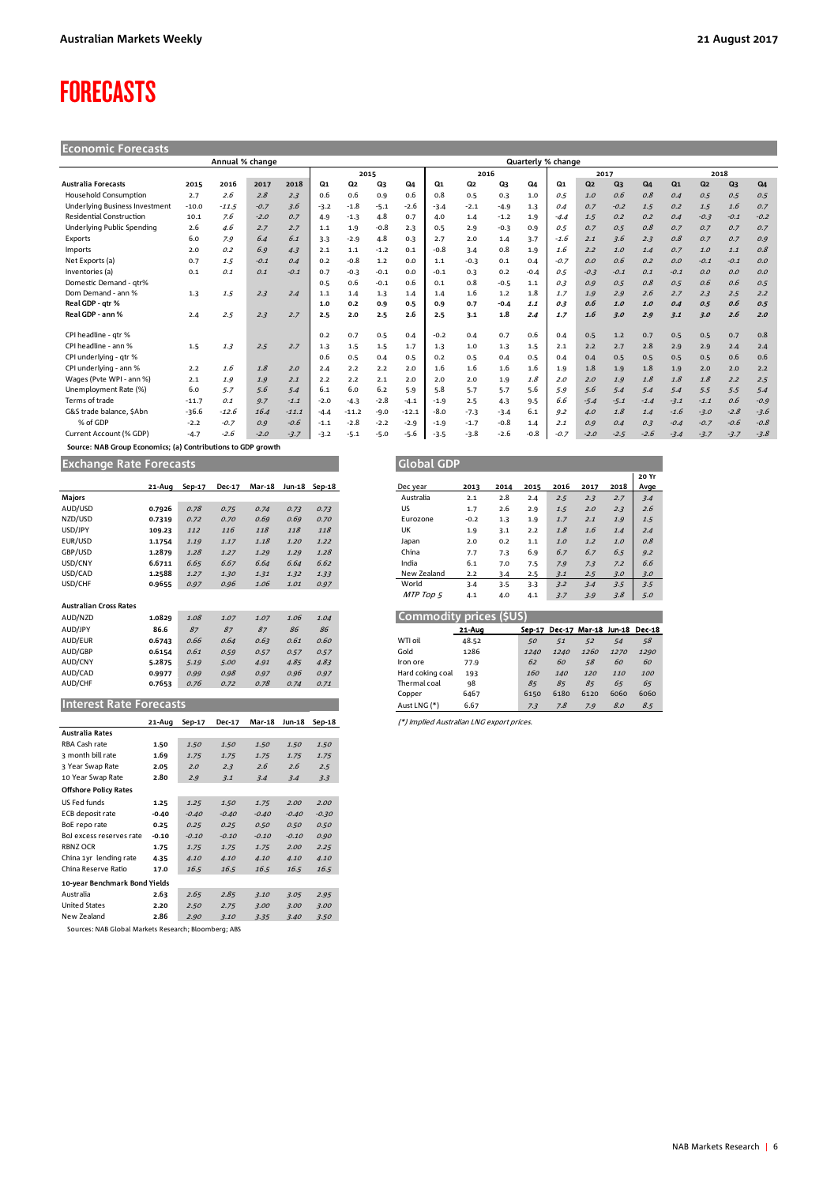# FORECASTS

## Economic Forecasts

| Australia Forecasts | Annual % change 2015 | 2016 | 2017 | 2018 | Quarterly % change 2015 Q1 | Q2 | Q3 | Q4 | 2016 Q1 | Q2 | Q3 | Q4 | 2017 Q1 | Q2 | Q3 | Q4 | 2018 Q1 | Q2 | Q3 | Q4 |
|---|---|---|---|---|---|---|---|---|---|---|---|---|---|---|---|---|---|---|---|---|
| Household Consumption | 2.7 | 2.6 | 2.8 | 2.3 | 0.6 | 0.6 | 0.9 | 0.6 | 0.8 | 0.5 | 0.3 | 1.0 | 0.5 | 1.0 | 0.6 | 0.8 | 0.4 | 0.5 | 0.5 | 0.5 |
| Underlying Business Investment | -10.0 | -11.5 | -0.7 | 3.6 | -3.2 | -1.8 | -5.1 | -2.6 | -3.4 | -2.1 | -4.9 | 1.3 | 0.4 | 0.7 | -0.2 | 1.5 | 0.2 | 1.5 | 1.6 | 0.7 |
| Residential Construction | 10.1 | 7.6 | -2.0 | 0.7 | 4.9 | -1.3 | 4.8 | 0.7 | 4.0 | 1.4 | -1.2 | 1.9 | -4.4 | 1.5 | 0.2 | 0.2 | 0.4 | -0.3 | -0.1 | -0.2 |
| Underlying Public Spending | 2.6 | 4.6 | 2.7 | 2.7 | 1.1 | 1.9 | -0.8 | 2.3 | 0.5 | 2.9 | -0.3 | 0.9 | 0.5 | 0.7 | 0.5 | 0.8 | 0.7 | 0.7 | 0.7 | 0.7 |
| Exports | 6.0 | 7.9 | 6.4 | 6.1 | 3.3 | -2.9 | 4.8 | 0.3 | 2.7 | 2.0 | 1.4 | 3.7 | -1.6 | 2.1 | 3.6 | 2.3 | 0.8 | 0.7 | 0.7 | 0.9 |
| Imports | 2.0 | 0.2 | 6.9 | 4.3 | 2.1 | 1.1 | -1.2 | 0.1 | -0.8 | 3.4 | 0.8 | 1.9 | 1.6 | 2.2 | 1.0 | 1.4 | 0.7 | 1.0 | 1.1 | 0.8 |
| Net Exports (a) | 0.7 | 1.5 | -0.1 | 0.4 | 0.2 | -0.8 | 1.2 | 0.0 | 1.1 | -0.3 | 0.1 | 0.4 | -0.7 | 0.0 | 0.6 | 0.2 | 0.0 | -0.1 | -0.1 | 0.0 |
| Inventories (a) | 0.1 | 0.1 | 0.1 | -0.1 | 0.7 | -0.3 | -0.1 | 0.0 | -0.1 | 0.3 | 0.2 | -0.4 | 0.5 | -0.3 | -0.1 | 0.1 | -0.1 | 0.0 | 0.0 | 0.0 |
| Domestic Demand - qtr% | | | | | 0.5 | 0.6 | -0.1 | 0.6 | 0.1 | 0.8 | -0.5 | 1.1 | 0.3 | 0.9 | 0.5 | 0.8 | 0.5 | 0.6 | 0.6 | 0.5 |
| Dom Demand - ann % | 1.3 | 1.5 | 2.3 | 2.4 | 1.1 | 1.4 | 1.3 | 1.4 | 1.4 | 1.6 | 1.2 | 1.8 | 1.7 | 1.9 | 2.9 | 2.6 | 2.7 | 2.3 | 2.5 | 2.2 |
| **Real GDP - qtr %** | | | | | **1.0** | **0.2** | **0.9** | **0.5** | **0.9** | **0.7** | **-0.4** | **1.1** | **0.3** | **0.6** | **1.0** | **1.0** | **0.4** | **0.5** | **0.6** | **0.5** |
| **Real GDP - ann %** | 2.4 | 2.5 | 2.3 | 2.7 | **2.5** | **2.0** | **2.5** | **2.6** | **2.5** | **3.1** | **1.8** | **2.4** | **1.7** | **1.6** | **3.0** | **2.9** | **3.1** | **3.0** | **2.6** | **2.0** |
| CPI headline - qtr % | | | | | 0.2 | 0.7 | 0.5 | 0.4 | -0.2 | 0.4 | 0.7 | 0.6 | 0.4 | 0.5 | 1.2 | 0.7 | 0.5 | 0.5 | 0.7 | 0.8 |
| CPI headline - ann % | 1.5 | 1.3 | 2.5 | 2.7 | 1.3 | 1.5 | 1.5 | 1.7 | 1.3 | 1.0 | 1.3 | 1.5 | 2.1 | 2.2 | 2.7 | 2.8 | 2.9 | 2.9 | 2.4 | 2.4 |
| CPI underlying - qtr % | | | | | 0.6 | 0.5 | 0.4 | 0.5 | 0.2 | 0.5 | 0.4 | 0.5 | 0.4 | 0.4 | 0.5 | 0.5 | 0.5 | 0.5 | 0.6 | 0.6 |
| CPI underlying - ann % | 2.2 | 1.6 | 1.8 | 2.0 | 2.4 | 2.2 | 2.2 | 2.0 | 1.6 | 1.6 | 1.6 | 1.6 | 1.9 | 1.8 | 1.9 | 1.8 | 1.9 | 2.0 | 2.0 | 2.2 |
| Wages (Pvte WPI - ann %) | 2.1 | 1.9 | 1.9 | 2.1 | 2.2 | 2.2 | 2.1 | 2.0 | 2.0 | 2.0 | 1.9 | 1.8 | 1.7 | 2.0 | 1.9 | 1.8 | 1.8 | 1.8 | 2.2 | 2.5 |
| Unemployment Rate (%) | 6.0 | 5.7 | 5.6 | 5.4 | 6.1 | 6.0 | 6.2 | 5.9 | 5.8 | 5.7 | 5.7 | 5.6 | 5.9 | 5.6 | 5.4 | 5.4 | 5.4 | 5.5 | 5.5 | 5.4 |
| Terms of trade | -11.7 | 0.1 | 9.7 | -1.1 | -2.0 | -4.3 | -2.8 | -4.1 | -1.9 | 2.5 | 4.3 | 9.5 | 6.6 | -5.4 | -5.1 | -1.4 | -3.1 | -1.1 | 0.6 | -0.9 |
| G&S trade balance, $Abn | -36.6 | -12.6 | 16.4 | -11.1 | -4.4 | -11.2 | -9.0 | -12.1 | -8.0 | -7.3 | -3.4 | 6.1 | 9.2 | 4.0 | 1.8 | 1.4 | -1.6 | -3.0 | -2.8 | -3.6 |
| % of GDP | -2.2 | -0.7 | 0.9 | -0.6 | -1.1 | -2.8 | -2.2 | -2.9 | -1.9 | -1.7 | -0.8 | 1.4 | 2.1 | 0.9 | 0.4 | 0.3 | -0.4 | -0.7 | -0.6 | -0.8 |
| Current Account (% GDP) | -4.7 | -2.6 | -2.0 | -3.7 | -3.2 | -5.1 | -5.0 | -5.6 | -3.5 | -3.8 | -2.6 | -0.8 | -0.7 | -2.0 | -2.5 | -2.6 | -3.4 | -3.7 | -3.7 | -3.8 |

**Source: NAB Group Economics; (a) Contributions to GDP growth**

## Exchange Rate Forecasts

| | 21-Aug | Sep-17 | Dec-17 | Mar-18 | Jun-18 | Sep-18 |
|---|---|---|---|---|---|---|
| **Majors** | | | | | | |
| AUD/USD | 0.7926 | 0.78 | 0.75 | 0.74 | 0.73 | 0.73 |
| NZD/USD | 0.7319 | 0.72 | 0.70 | 0.69 | 0.69 | 0.70 |
| USD/JPY | 109.23 | 112 | 116 | 118 | 118 | 118 |
| EUR/USD | 1.1754 | 1.19 | 1.17 | 1.18 | 1.20 | 1.22 |
| GBP/USD | 1.2879 | 1.28 | 1.27 | 1.29 | 1.29 | 1.28 |
| USD/CNY | 6.6711 | 6.65 | 6.67 | 6.64 | 6.64 | 6.62 |
| USD/CAD | 1.2588 | 1.27 | 1.30 | 1.31 | 1.32 | 1.33 |
| USD/CHF | 0.9655 | 0.97 | 0.96 | 1.06 | 1.01 | 0.97 |
| **Australian Cross Rates** | | | | | | |
| AUD/NZD | 1.0829 | 1.08 | 1.07 | 1.07 | 1.06 | 1.04 |
| AUD/JPY | 86.6 | 87 | 87 | 87 | 86 | 86 |
| AUD/EUR | 0.6743 | 0.66 | 0.64 | 0.63 | 0.61 | 0.60 |
| AUD/GBP | 0.6154 | 0.61 | 0.59 | 0.57 | 0.57 | 0.57 |
| AUD/CNY | 5.2875 | 5.19 | 5.00 | 4.91 | 4.85 | 4.83 |
| AUD/CAD | 0.9977 | 0.99 | 0.98 | 0.97 | 0.96 | 0.97 |
| AUD/CHF | 0.7653 | 0.76 | 0.72 | 0.78 | 0.74 | 0.71 |

## Interest Rate Forecasts

| | 21-Aug | Sep-17 | Dec-17 | Mar-18 | Jun-18 | Sep-18 |
|---|---|---|---|---|---|---|
| **Australia Rates** | | | | | | |
| RBA Cash rate | 1.50 | 1.50 | 1.50 | 1.50 | 1.50 | 1.50 |
| 3 month bill rate | 1.69 | 1.75 | 1.75 | 1.75 | 1.75 | 1.75 |
| 3 Year Swap Rate | 2.05 | 2.0 | 2.3 | 2.6 | 2.6 | 2.5 |
| 10 Year Swap Rate | 2.80 | 2.9 | 3.1 | 3.4 | 3.4 | 3.3 |
| **Offshore Policy Rates** | | | | | | |
| US Fed funds | 1.25 | 1.25 | 1.50 | 1.75 | 2.00 | 2.00 |
| ECB deposit rate | -0.40 | -0.40 | -0.40 | -0.40 | -0.40 | -0.30 |
| BoE repo rate | 0.25 | 0.25 | 0.25 | 0.50 | 0.50 | 0.50 |
| BoJ excess reserves rate | -0.10 | -0.10 | -0.10 | -0.10 | -0.10 | 0.90 |
| RBNZ OCR | 1.75 | 1.75 | 1.75 | 1.75 | 2.00 | 2.25 |
| China 1yr lending rate | 4.35 | 4.10 | 4.10 | 4.10 | 4.10 | 4.10 |
| China Reserve Ratio | 17.0 | 16.5 | 16.5 | 16.5 | 16.5 | 16.5 |
| **10-year Benchmark Bond Yields** | | | | | | |
| Australia | 2.63 | 2.65 | 2.85 | 3.10 | 3.05 | 2.95 |
| United States | 2.20 | 2.50 | 2.75 | 3.00 | 3.00 | 3.00 |
| New Zealand | 2.86 | 2.90 | 3.10 | 3.35 | 3.40 | 3.50 |

Sources: NAB Global Markets Research; Bloomberg; ABS

## Global GDP

| Dec year | 2013 | 2014 | 2015 | 2016 | 2017 | 2018 | 20 Yr Avge |
|---|---|---|---|---|---|---|---|
| Australia | 2.1 | 2.8 | 2.4 | 2.5 | 2.3 | 2.7 | 3.4 |
| US | 1.7 | 2.6 | 2.9 | 1.5 | 2.0 | 2.3 | 2.6 |
| Eurozone | -0.2 | 1.3 | 1.9 | 1.7 | 2.1 | 1.9 | 1.5 |
| UK | 1.9 | 3.1 | 2.2 | 1.8 | 1.6 | 1.4 | 2.4 |
| Japan | 2.0 | 0.2 | 1.1 | 1.0 | 1.2 | 1.0 | 0.8 |
| China | 7.7 | 7.3 | 6.9 | 6.7 | 6.7 | 6.5 | 9.2 |
| India | 6.1 | 7.0 | 7.5 | 7.9 | 7.3 | 7.2 | 6.6 |
| New Zealand | 2.2 | 3.4 | 2.5 | 3.1 | 2.5 | 3.0 | 3.0 |
| World | 3.4 | 3.5 | 3.3 | 3.2 | 3.4 | 3.5 | 3.5 |
| *MTP Top 5* | 4.1 | 4.0 | 4.1 | 3.7 | 3.9 | 3.8 | 5.0 |

## Commodity prices ($US)

| | 21-Aug | Sep-17 | Dec-17 | Mar-18 | Jun-18 | Dec-18 |
|---|---|---|---|---|---|---|
| WTI oil | 48.52 | 50 | 51 | 52 | 54 | 58 |
| Gold | 1286 | 1240 | 1240 | 1260 | 1270 | 1290 |
| Iron ore | 77.9 | 62 | 60 | 58 | 60 | 60 |
| Hard coking coal | 193 | 160 | 140 | 120 | 110 | 100 |
| Thermal coal | 98 | 85 | 85 | 85 | 65 | 65 |
| Copper | 6467 | 6150 | 6180 | 6120 | 6060 | 6060 |
| Aust LNG (*) | 6.67 | 7.3 | 7.8 | 7.9 | 8.0 | 8.5 |

*(*) Implied Australian LNG export prices.*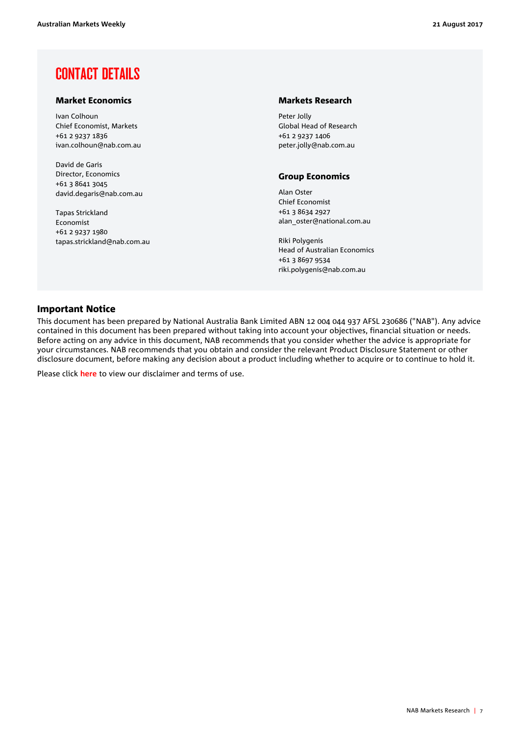# CONTACT DETAILS

### Market Economics

Ivan Colhoun
Chief Economist, Markets
+61 2 9237 1836
ivan.colhoun@nab.com.au

David de Garis
Director, Economics
+61 3 8641 3045
david.degaris@nab.com.au

Tapas Strickland
Economist
+61 2 9237 1980
tapas.strickland@nab.com.au

### Markets Research

Peter Jolly
Global Head of Research
+61 2 9237 1406
peter.jolly@nab.com.au

### Group Economics

Alan Oster
Chief Economist
+61 3 8634 2927
alan_oster@national.com.au

Riki Polygenis
Head of Australian Economics
+61 3 8697 9534
riki.polygenis@nab.com.au

### Important Notice

This document has been prepared by National Australia Bank Limited ABN 12 004 044 937 AFSL 230686 ("NAB"). Any advice contained in this document has been prepared without taking into account your objectives, financial situation or needs. Before acting on any advice in this document, NAB recommends that you consider whether the advice is appropriate for your circumstances. NAB recommends that you obtain and consider the relevant Product Disclosure Statement or other disclosure document, before making any decision about a product including whether to acquire or to continue to hold it.

Please click **here** to view our disclaimer and terms of use.